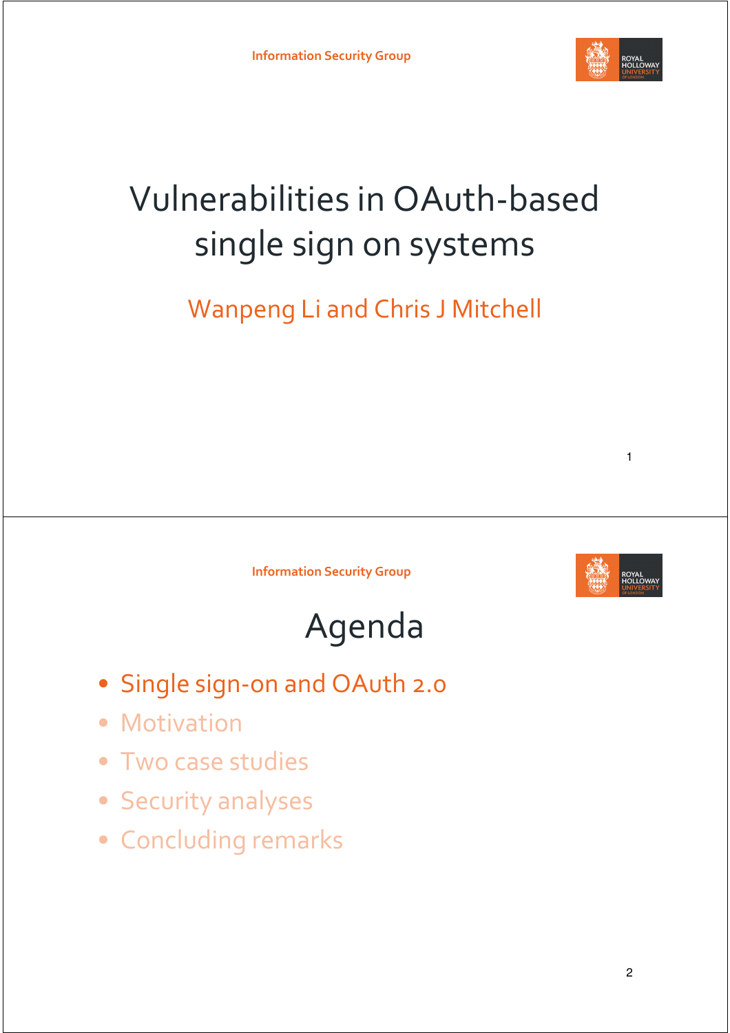# Vulnerabilities in OAuth-based single sign on systems

Wanpeng Li and Chris J Mitchell

## Agenda

- Single sign-on and OAuth 2.0
- Motivation
- Two case studies
- Security analyses
- Concluding remarks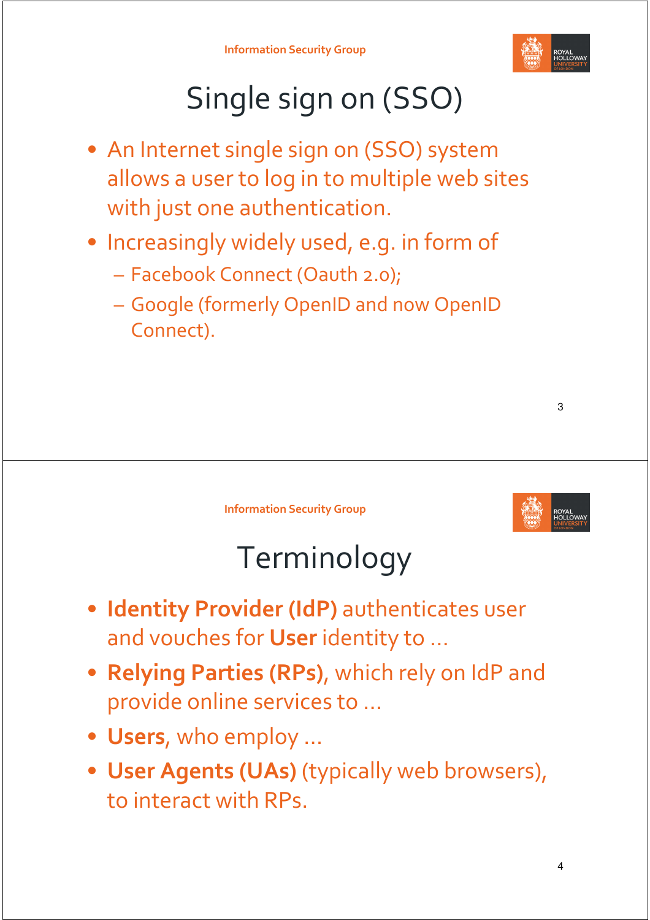# Single sign on (SSO)

- An Internet single sign on (SSO) system allows a user to log in to multiple web sites with just one authentication.
- Increasingly widely used, e.g. in form of
  - Facebook Connect (Oauth 2.0);
  - Google (formerly OpenID and now OpenID Connect).

# Terminology

- **Identity Provider (IdP)** authenticates user and vouches for **User** identity to …
- **Relying Parties (RPs)**, which rely on IdP and provide online services to …
- **Users**, who employ …
- **User Agents (UAs)** (typically web browsers), to interact with RPs.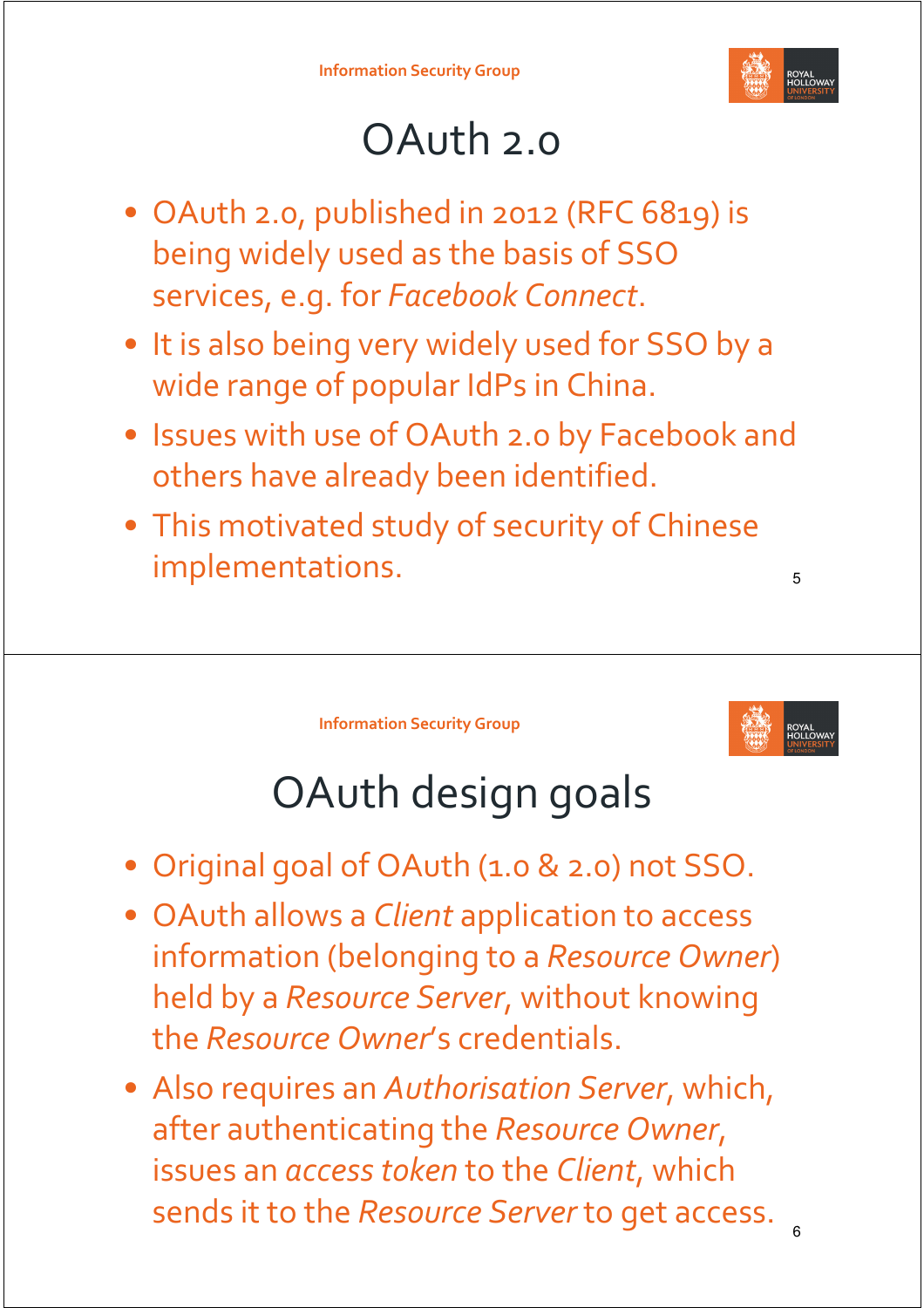# OAuth 2.0

- OAuth 2.0, published in 2012 (RFC 6819) is being widely used as the basis of SSO services, e.g. for *Facebook Connect*.
- It is also being very widely used for SSO by a wide range of popular IdPs in China.
- Issues with use of OAuth 2.0 by Facebook and others have already been identified.
- This motivated study of security of Chinese implementations.

# OAuth design goals

- Original goal of OAuth (1.0 & 2.0) not SSO.
- OAuth allows a *Client* application to access information (belonging to a *Resource Owner*) held by a *Resource Server*, without knowing the *Resource Owner*'s credentials.
- Also requires an *Authorisation Server*, which, after authenticating the *Resource Owner*, issues an *access token* to the *Client*, which sends it to the *Resource Server* to get access.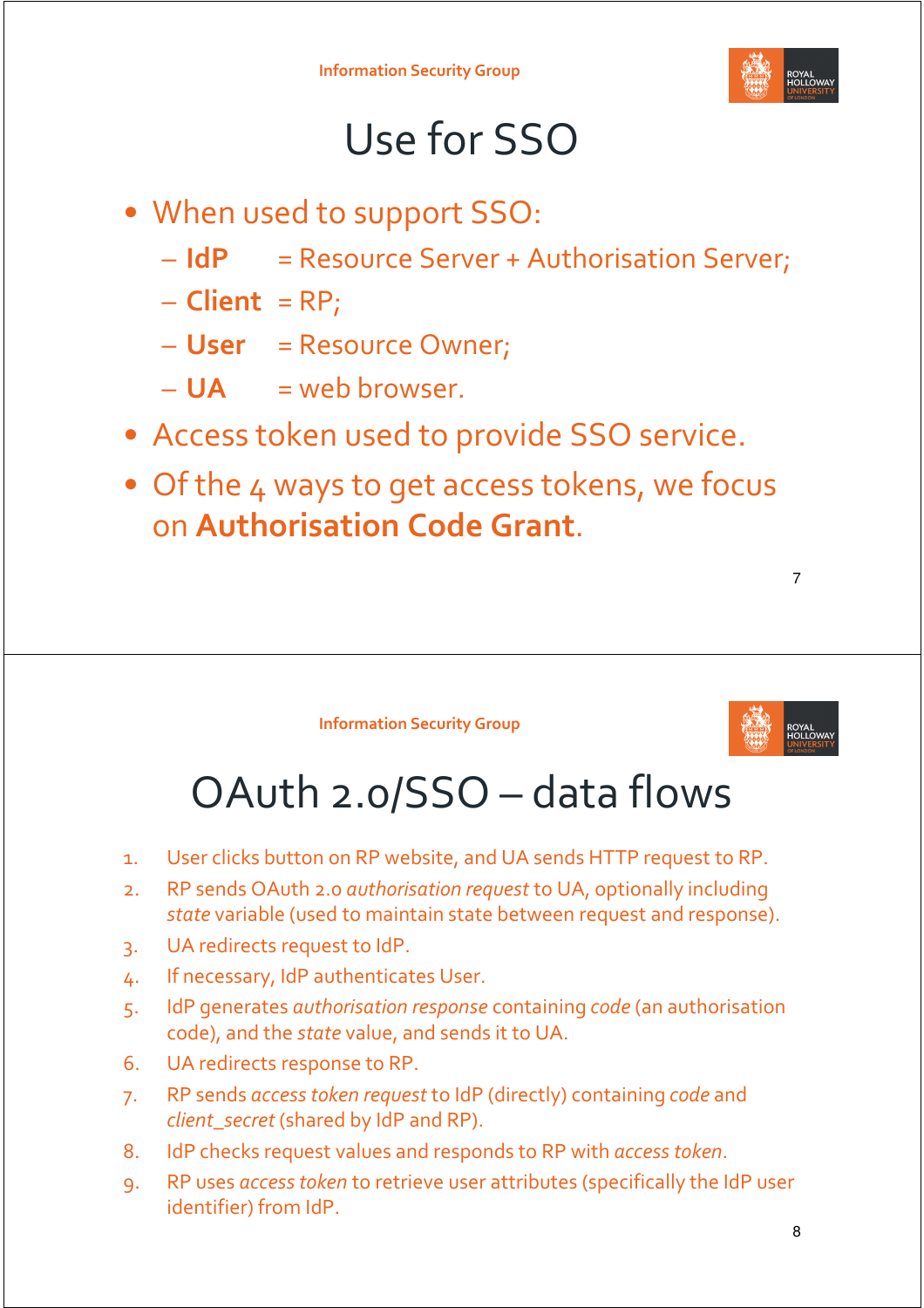# Use for SSO

- When used to support SSO:
  - **IdP** = Resource Server + Authorisation Server;
  - **Client** = RP;
  - **User** = Resource Owner;
  - **UA** = web browser.
- Access token used to provide SSO service.
- Of the 4 ways to get access tokens, we focus on **Authorisation Code Grant**.

# OAuth 2.0/SSO – data flows

1. User clicks button on RP website, and UA sends HTTP request to RP.
2. RP sends OAuth 2.0 *authorisation request* to UA, optionally including *state* variable (used to maintain state between request and response).
3. UA redirects request to IdP.
4. If necessary, IdP authenticates User.
5. IdP generates *authorisation response* containing *code* (an authorisation code), and the *state* value, and sends it to UA.
6. UA redirects response to RP.
7. RP sends *access token request* to IdP (directly) containing *code* and *client_secret* (shared by IdP and RP).
8. IdP checks request values and responds to RP with *access token*.
9. RP uses *access token* to retrieve user attributes (specifically the IdP user identifier) from IdP.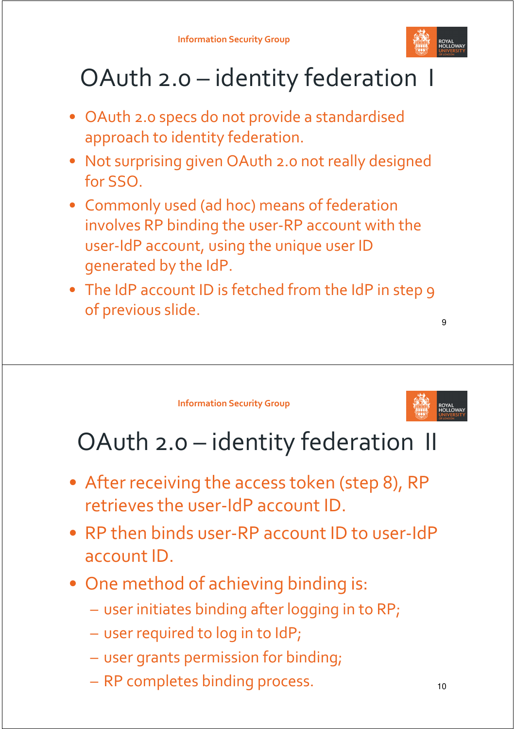# OAuth 2.0 – identity federation I

- OAuth 2.0 specs do not provide a standardised approach to identity federation.
- Not surprising given OAuth 2.0 not really designed for SSO.
- Commonly used (ad hoc) means of federation involves RP binding the user-RP account with the user-IdP account, using the unique user ID generated by the IdP.
- The IdP account ID is fetched from the IdP in step 9 of previous slide.

# OAuth 2.0 – identity federation II

- After receiving the access token (step 8), RP retrieves the user-IdP account ID.
- RP then binds user-RP account ID to user-IdP account ID.
- One method of achieving binding is:
  - user initiates binding after logging in to RP;
  - user required to log in to IdP;
  - user grants permission for binding;
  - RP completes binding process.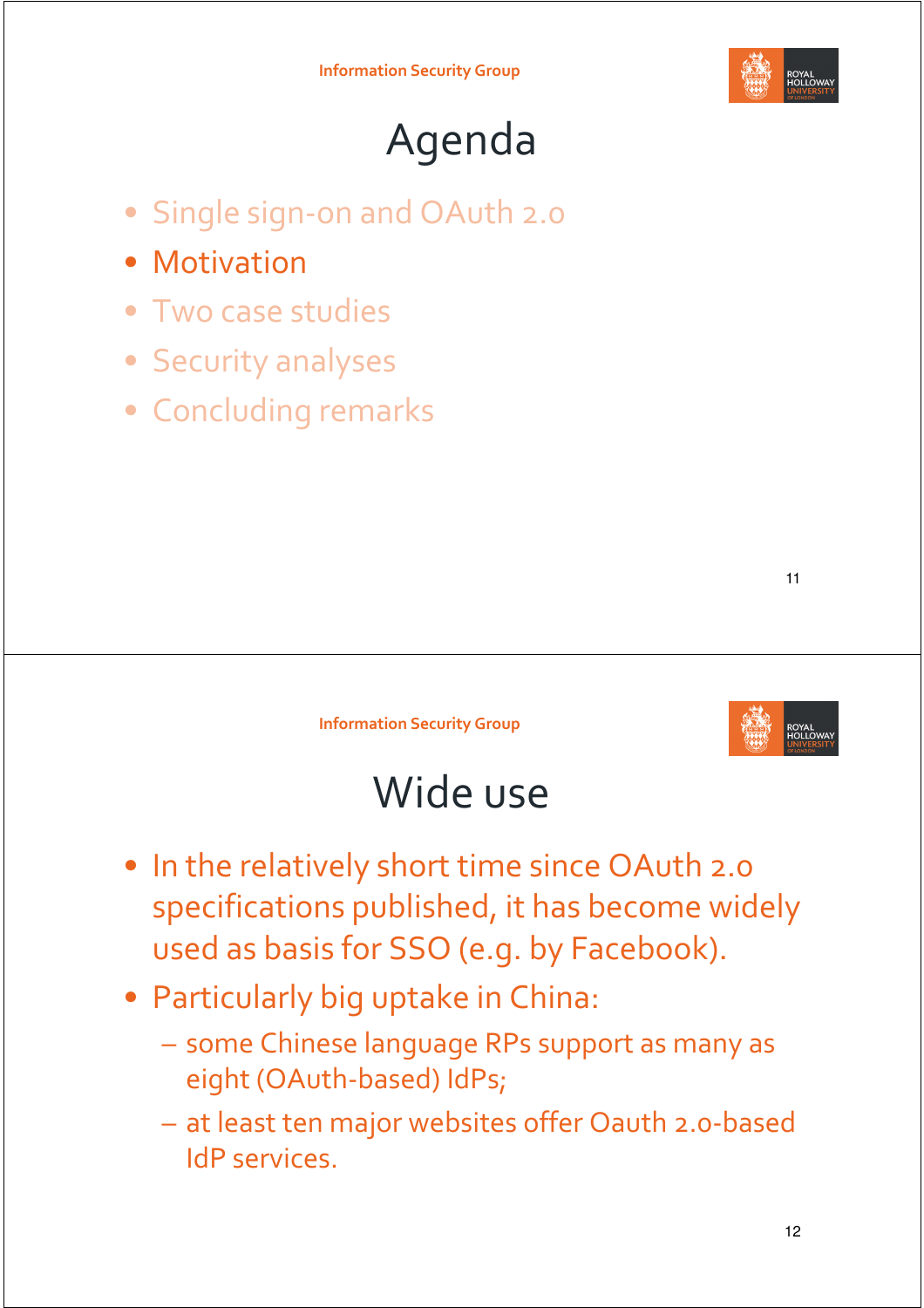# Agenda

- Single sign-on and OAuth 2.0
- Motivation
- Two case studies
- Security analyses
- Concluding remarks

# Wide use

- In the relatively short time since OAuth 2.0 specifications published, it has become widely used as basis for SSO (e.g. by Facebook).
- Particularly big uptake in China:
  - some Chinese language RPs support as many as eight (OAuth-based) IdPs;
  - at least ten major websites offer Oauth 2.0-based IdP services.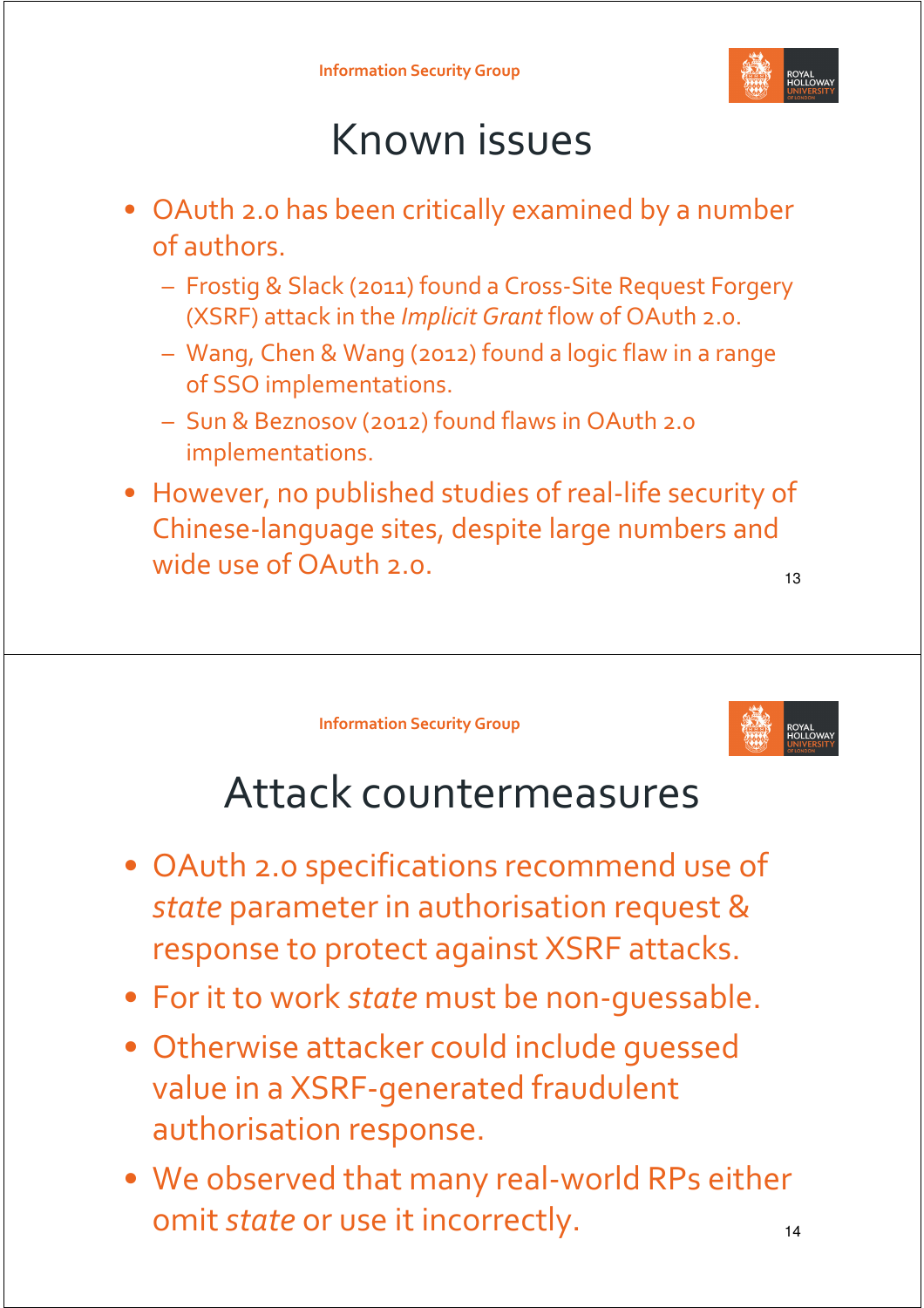# Known issues

- OAuth 2.0 has been critically examined by a number of authors.
  - Frostig & Slack (2011) found a Cross-Site Request Forgery (XSRF) attack in the *Implicit Grant* flow of OAuth 2.0.
  - Wang, Chen & Wang (2012) found a logic flaw in a range of SSO implementations.
  - Sun & Beznosov (2012) found flaws in OAuth 2.0 implementations.
- However, no published studies of real-life security of Chinese-language sites, despite large numbers and wide use of OAuth 2.0.

# Attack countermeasures

- OAuth 2.0 specifications recommend use of *state* parameter in authorisation request & response to protect against XSRF attacks.
- For it to work *state* must be non-guessable.
- Otherwise attacker could include guessed value in a XSRF-generated fraudulent authorisation response.
- We observed that many real-world RPs either omit *state* or use it incorrectly.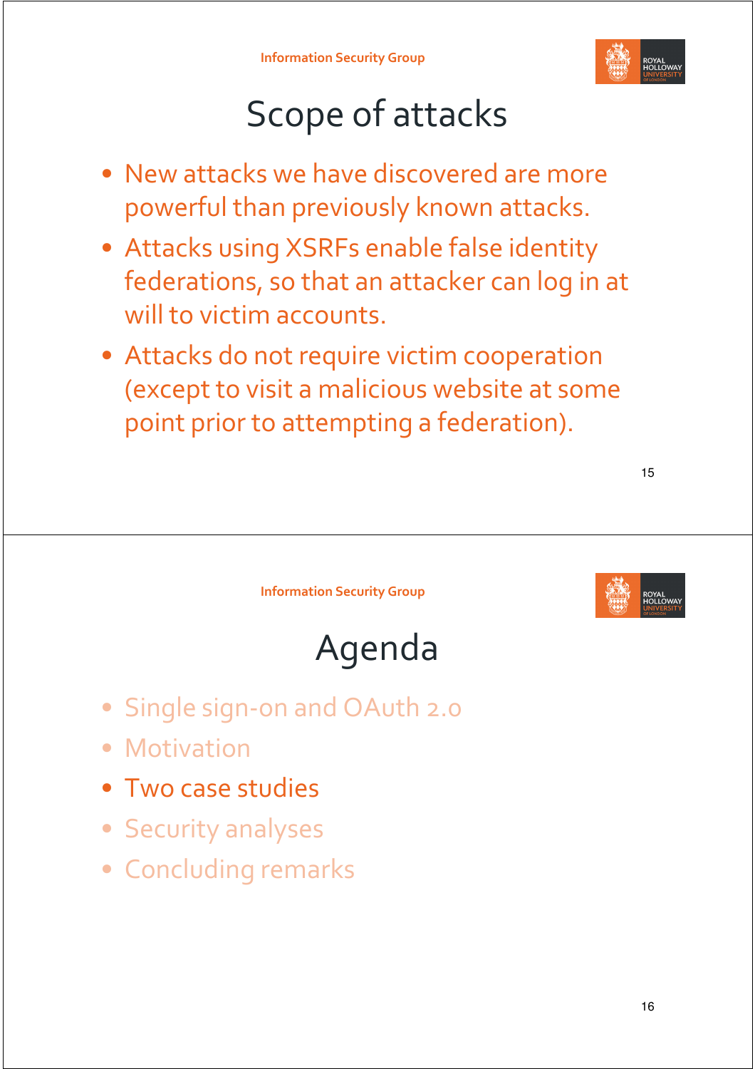# Scope of attacks

- New attacks we have discovered are more powerful than previously known attacks.
- Attacks using XSRFs enable false identity federations, so that an attacker can log in at will to victim accounts.
- Attacks do not require victim cooperation (except to visit a malicious website at some point prior to attempting a federation).

# Agenda

- Single sign-on and OAuth 2.0
- Motivation
- Two case studies
- Security analyses
- Concluding remarks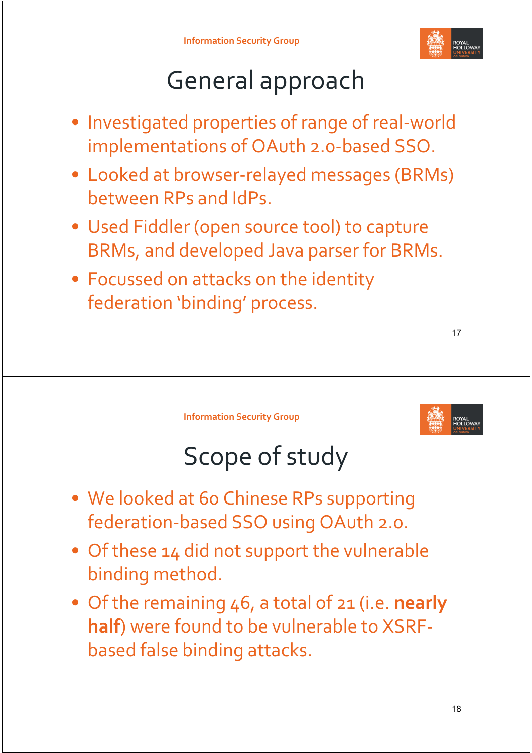# General approach

- Investigated properties of range of real-world implementations of OAuth 2.0-based SSO.
- Looked at browser-relayed messages (BRMs) between RPs and IdPs.
- Used Fiddler (open source tool) to capture BRMs, and developed Java parser for BRMs.
- Focussed on attacks on the identity federation 'binding' process.

# Scope of study

- We looked at 60 Chinese RPs supporting federation-based SSO using OAuth 2.0.
- Of these 14 did not support the vulnerable binding method.
- Of the remaining 46, a total of 21 (i.e. **nearly half**) were found to be vulnerable to XSRF-based false binding attacks.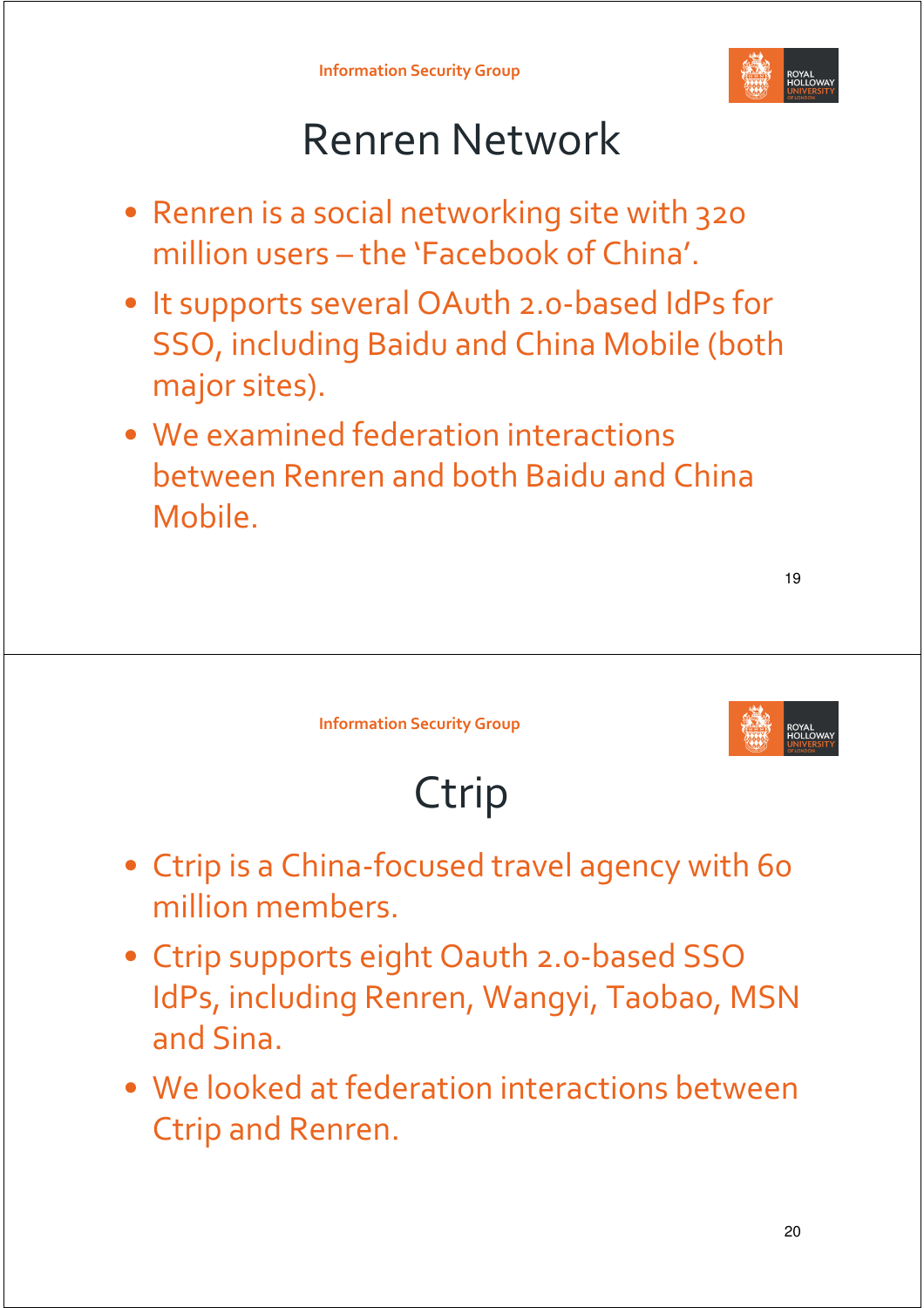# Renren Network

- Renren is a social networking site with 320 million users – the 'Facebook of China'.
- It supports several OAuth 2.0-based IdPs for SSO, including Baidu and China Mobile (both major sites).
- We examined federation interactions between Renren and both Baidu and China Mobile.

# Ctrip

- Ctrip is a China-focused travel agency with 60 million members.
- Ctrip supports eight Oauth 2.0-based SSO IdPs, including Renren, Wangyi, Taobao, MSN and Sina.
- We looked at federation interactions between Ctrip and Renren.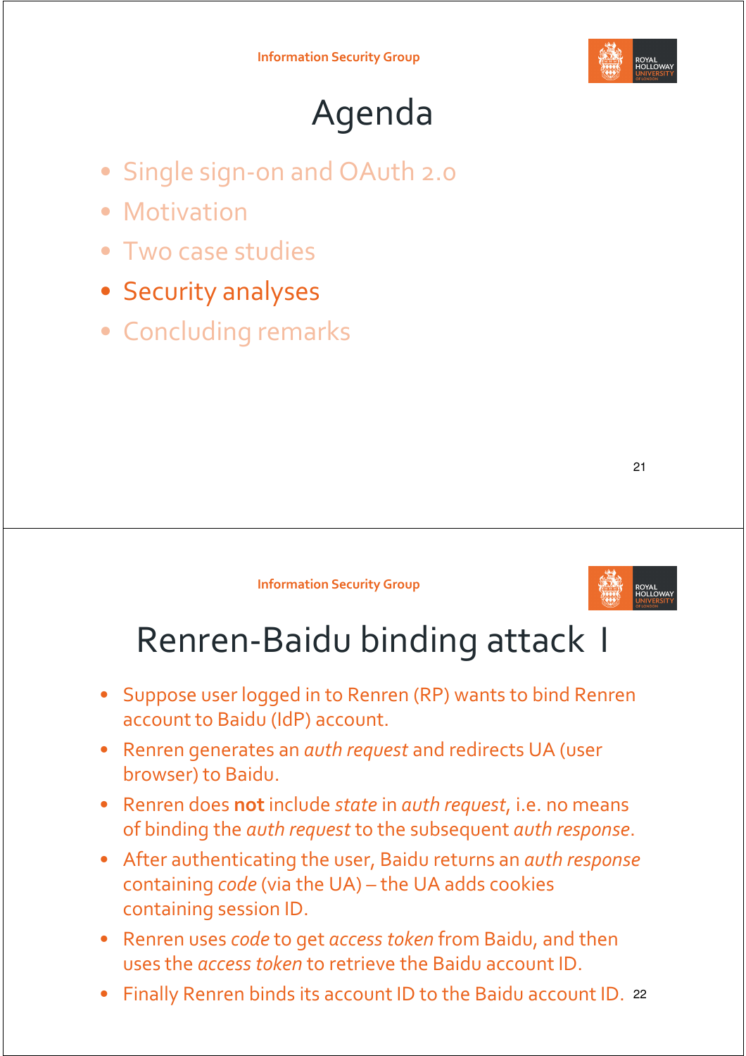# Agenda

- Single sign-on and OAuth 2.0
- Motivation
- Two case studies
- Security analyses
- Concluding remarks

# Renren-Baidu binding attack I

- Suppose user logged in to Renren (RP) wants to bind Renren account to Baidu (IdP) account.
- Renren generates an *auth request* and redirects UA (user browser) to Baidu.
- Renren does **not** include *state* in *auth request*, i.e. no means of binding the *auth request* to the subsequent *auth response*.
- After authenticating the user, Baidu returns an *auth response* containing *code* (via the UA) – the UA adds cookies containing session ID.
- Renren uses *code* to get *access token* from Baidu, and then uses the *access token* to retrieve the Baidu account ID.
- Finally Renren binds its account ID to the Baidu account ID.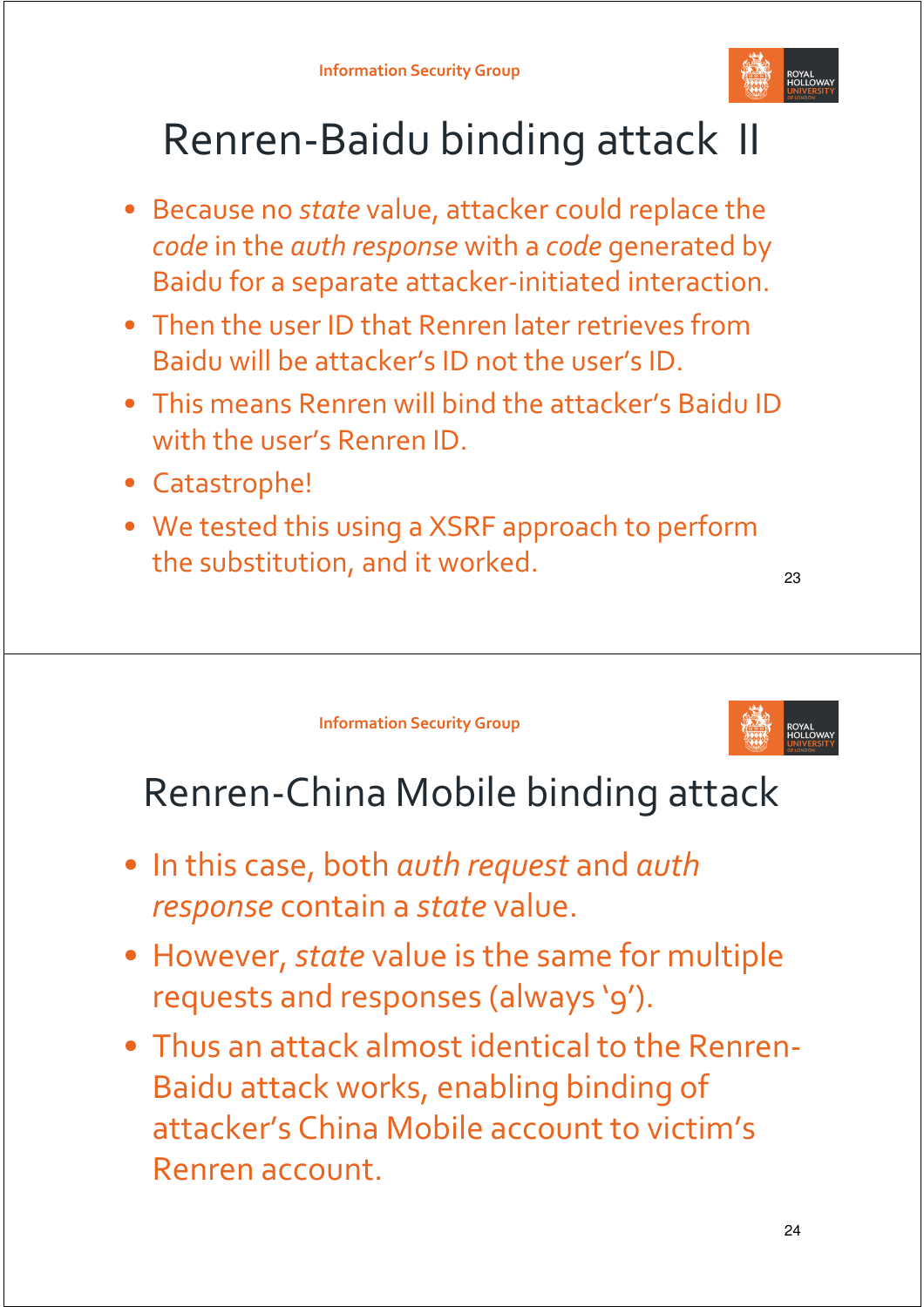# Renren-Baidu binding attack II

- Because no *state* value, attacker could replace the *code* in the *auth response* with a *code* generated by Baidu for a separate attacker-initiated interaction.
- Then the user ID that Renren later retrieves from Baidu will be attacker's ID not the user's ID.
- This means Renren will bind the attacker's Baidu ID with the user's Renren ID.
- Catastrophe!
- We tested this using a XSRF approach to perform the substitution, and it worked.

# Renren-China Mobile binding attack

- In this case, both *auth request* and *auth response* contain a *state* value.
- However, *state* value is the same for multiple requests and responses (always '9').
- Thus an attack almost identical to the Renren-Baidu attack works, enabling binding of attacker's China Mobile account to victim's Renren account.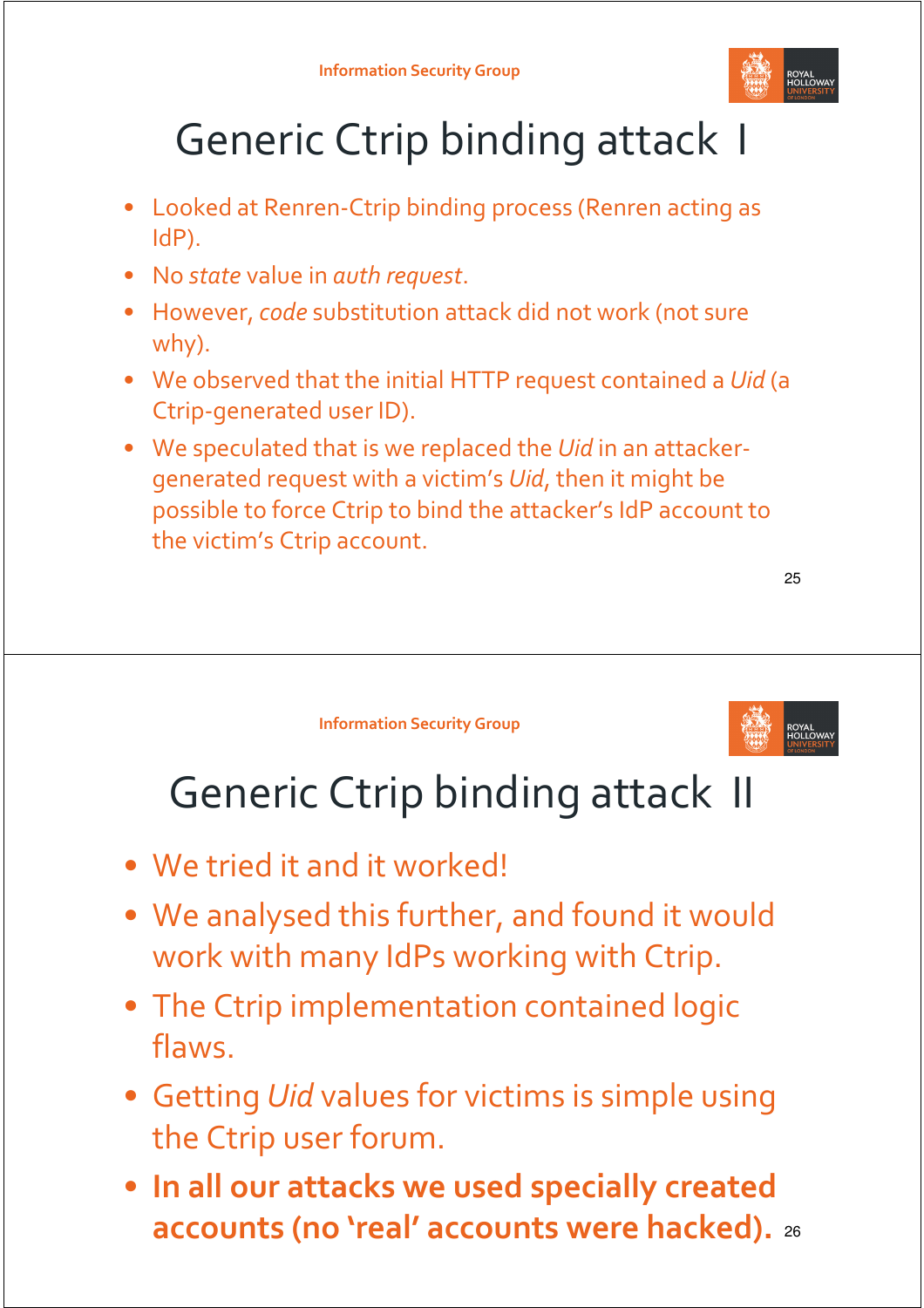# Generic Ctrip binding attack I

- Looked at Renren-Ctrip binding process (Renren acting as IdP).
- No *state* value in *auth request*.
- However, *code* substitution attack did not work (not sure why).
- We observed that the initial HTTP request contained a *Uid* (a Ctrip-generated user ID).
- We speculated that is we replaced the *Uid* in an attacker-generated request with a victim's *Uid*, then it might be possible to force Ctrip to bind the attacker's IdP account to the victim's Ctrip account.

# Generic Ctrip binding attack II

- We tried it and it worked!
- We analysed this further, and found it would work with many IdPs working with Ctrip.
- The Ctrip implementation contained logic flaws.
- Getting *Uid* values for victims is simple using the Ctrip user forum.
- **In all our attacks we used specially created accounts (no 'real' accounts were hacked).**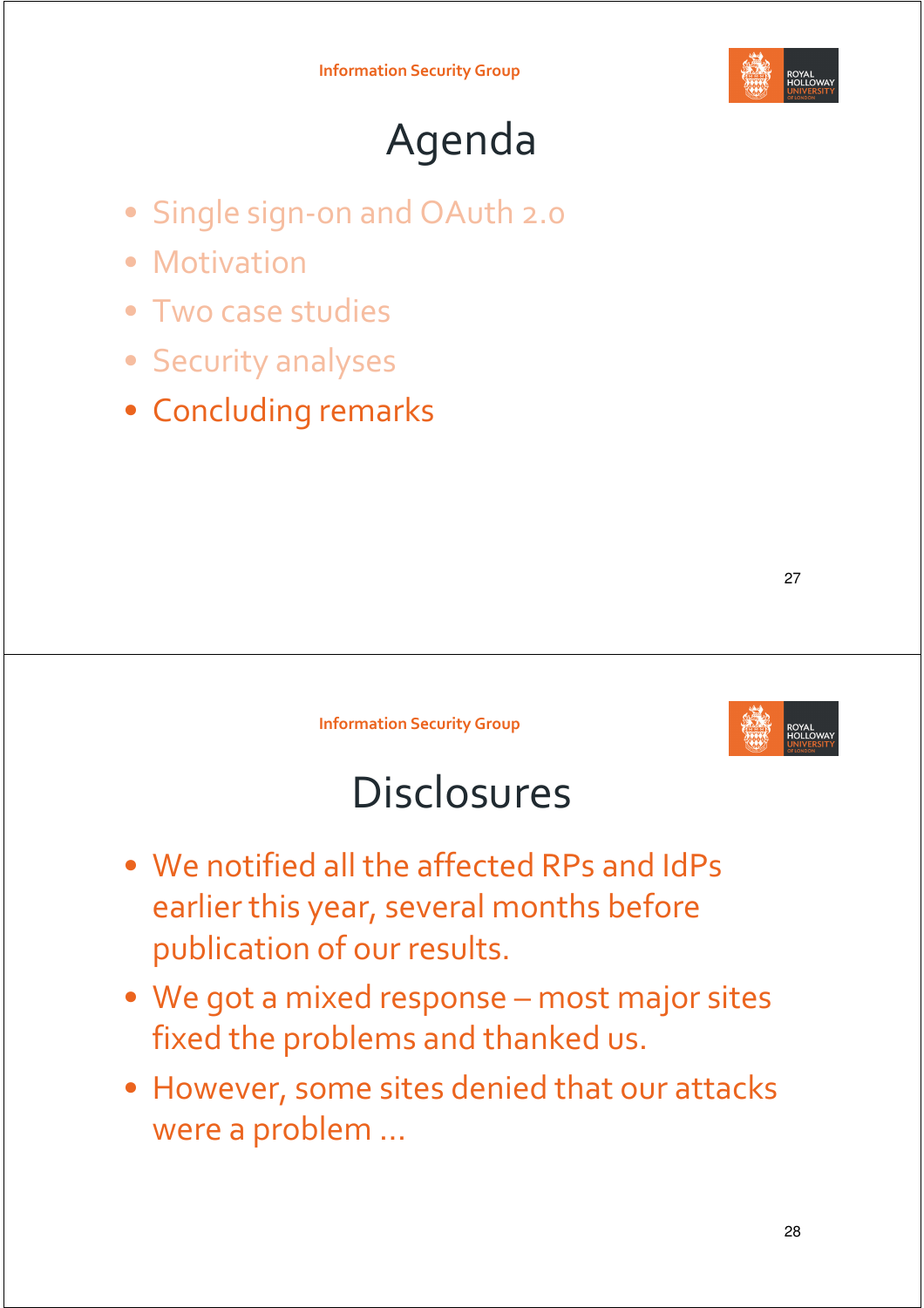# Agenda

- Single sign-on and OAuth 2.0
- Motivation
- Two case studies
- Security analyses
- Concluding remarks

# Disclosures

- We notified all the affected RPs and IdPs earlier this year, several months before publication of our results.
- We got a mixed response – most major sites fixed the problems and thanked us.
- However, some sites denied that our attacks were a problem …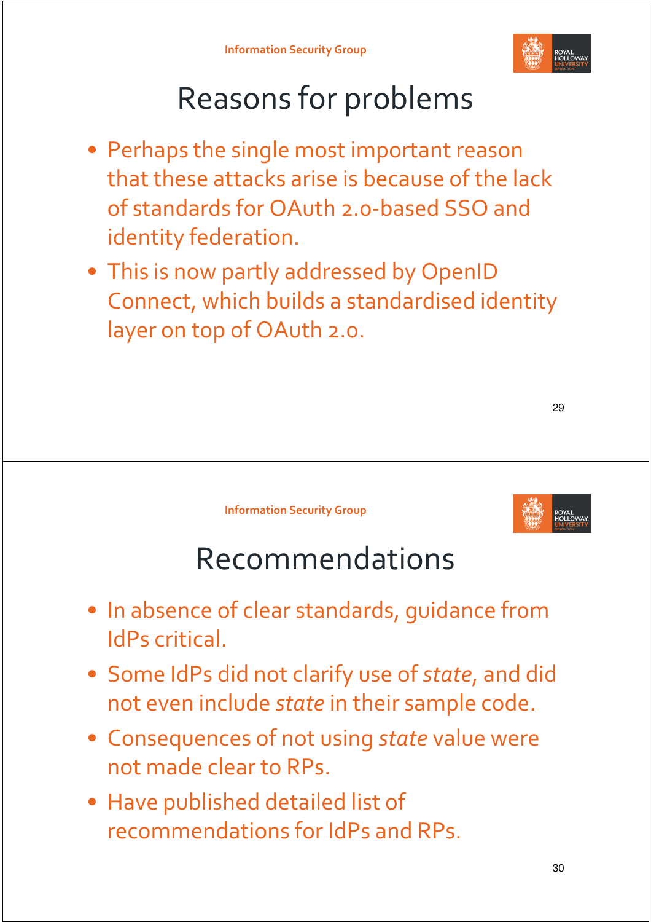# Reasons for problems

- Perhaps the single most important reason that these attacks arise is because of the lack of standards for OAuth 2.0-based SSO and identity federation.
- This is now partly addressed by OpenID Connect, which builds a standardised identity layer on top of OAuth 2.0.

# Recommendations

- In absence of clear standards, guidance from IdPs critical.
- Some IdPs did not clarify use of *state*, and did not even include *state* in their sample code.
- Consequences of not using *state* value were not made clear to RPs.
- Have published detailed list of recommendations for IdPs and RPs.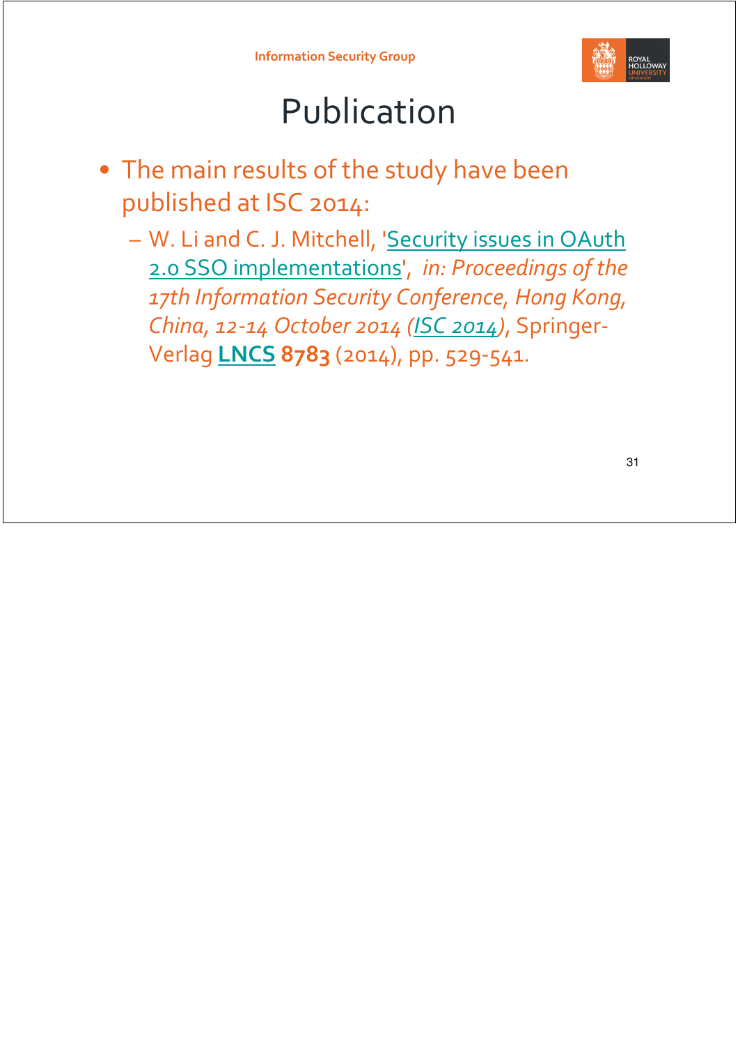# Publication

- The main results of the study have been published at ISC 2014:
  - W. Li and C. J. Mitchell, 'Security issues in OAuth 2.0 SSO implementations', *in: Proceedings of the 17th Information Security Conference, Hong Kong, China, 12-14 October 2014 (ISC 2014)*, Springer-Verlag **LNCS 8783** (2014), pp. 529-541.